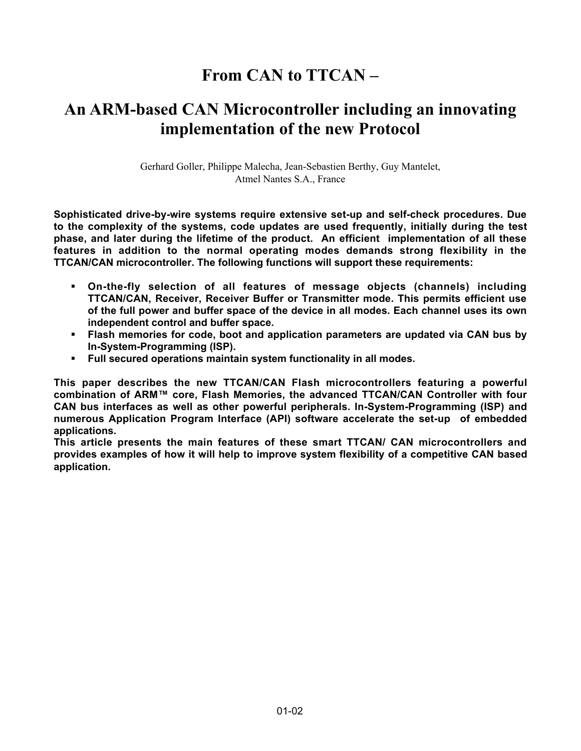# From CAN to TTCAN –

# An ARM-based CAN Microcontroller including an innovating implementation of the new Protocol

Gerhard Goller, Philippe Malecha, Jean-Sebastien Berthy, Guy Mantelet,
Atmel Nantes S.A., France

**Sophisticated drive-by-wire systems require extensive set-up and self-check procedures. Due to the complexity of the systems, code updates are used frequently, initially during the test phase, and later during the lifetime of the product. An efficient implementation of all these features in addition to the normal operating modes demands strong flexibility in the TTCAN/CAN microcontroller. The following functions will support these requirements:**

- **On-the-fly selection of all features of message objects (channels) including TTCAN/CAN, Receiver, Receiver Buffer or Transmitter mode. This permits efficient use of the full power and buffer space of the device in all modes. Each channel uses its own independent control and buffer space.**
- **Flash memories for code, boot and application parameters are updated via CAN bus by In-System-Programming (ISP).**
- **Full secured operations maintain system functionality in all modes.**

**This paper describes the new TTCAN/CAN Flash microcontrollers featuring a powerful combination of ARM™ core, Flash Memories, the advanced TTCAN/CAN Controller with four CAN bus interfaces as well as other powerful peripherals. In-System-Programming (ISP) and numerous Application Program Interface (API) software accelerate the set-up of embedded applications.**
**This article presents the main features of these smart TTCAN/ CAN microcontrollers and provides examples of how it will help to improve system flexibility of a competitive CAN based application.**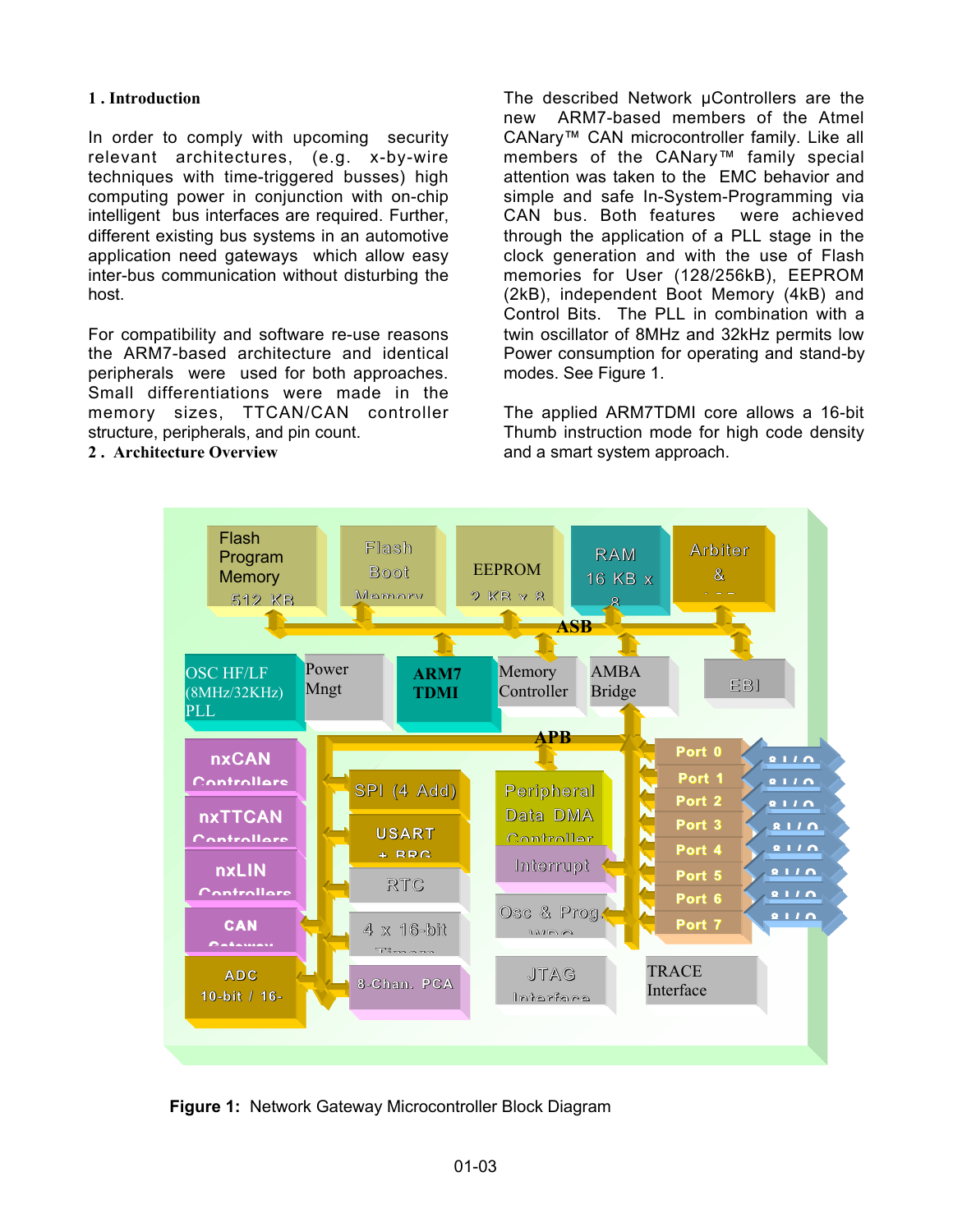## 1 . Introduction

In order to comply with upcoming security relevant architectures, (e.g. x-by-wire techniques with time-triggered busses) high computing power in conjunction with on-chip intelligent bus interfaces are required. Further, different existing bus systems in an automotive application need gateways which allow easy inter-bus communication without disturbing the host.

For compatibility and software re-use reasons the ARM7-based architecture and identical peripherals were used for both approaches. Small differentiations were made in the memory sizes, TTCAN/CAN controller structure, peripherals, and pin count.

## 2 . Architecture Overview

The described Network µControllers are the new ARM7-based members of the Atmel CANary™ CAN microcontroller family. Like all members of the CANary™ family special attention was taken to the EMC behavior and simple and safe In-System-Programming via CAN bus. Both features were achieved through the application of a PLL stage in the clock generation and with the use of Flash memories for User (128/256kB), EEPROM (2kB), independent Boot Memory (4kB) and Control Bits. The PLL in combination with a twin oscillator of 8MHz and 32kHz permits low Power consumption for operating and stand-by modes. See Figure 1.

The applied ARM7TDMI core allows a 16-bit Thumb instruction mode for high code density and a smart system approach.

**Figure 1:** Network Gateway Microcontroller Block Diagram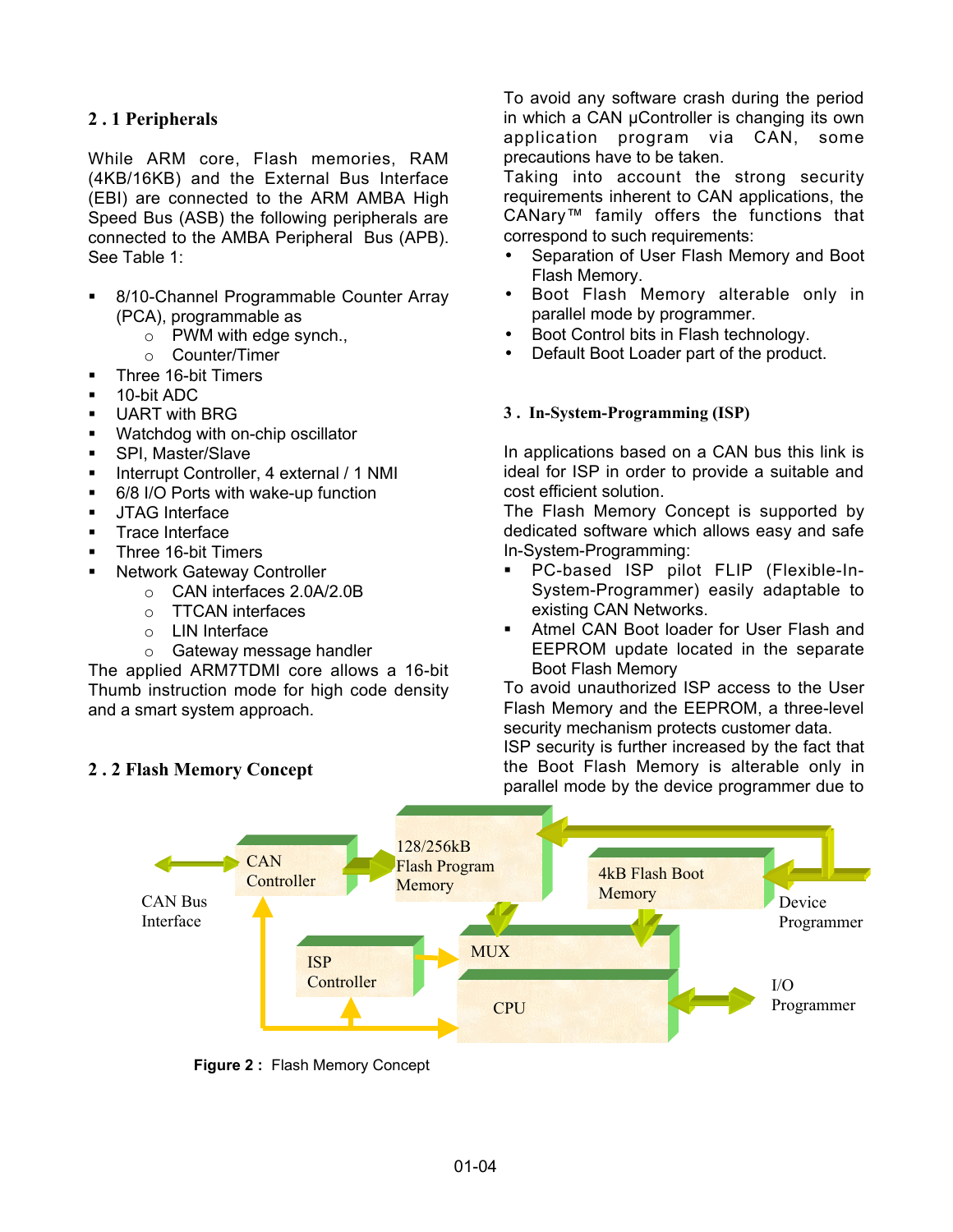## 2 . 1 Peripherals

While ARM core, Flash memories, RAM (4KB/16KB) and the External Bus Interface (EBI) are connected to the ARM AMBA High Speed Bus (ASB) the following peripherals are connected to the AMBA Peripheral Bus (APB). See Table 1:

- 8/10-Channel Programmable Counter Array (PCA), programmable as
  - PWM with edge synch.,
  - Counter/Timer
- Three 16-bit Timers
- 10-bit ADC
- UART with BRG
- Watchdog with on-chip oscillator
- SPI, Master/Slave
- Interrupt Controller, 4 external / 1 NMI
- 6/8 I/O Ports with wake-up function
- JTAG Interface
- Trace Interface
- Three 16-bit Timers
- Network Gateway Controller
  - CAN interfaces 2.0A/2.0B
  - TTCAN interfaces
  - LIN Interface
  - Gateway message handler

The applied ARM7TDMI core allows a 16-bit Thumb instruction mode for high code density and a smart system approach.

## 2 . 2 Flash Memory Concept

To avoid any software crash during the period in which a CAN µController is changing its own application program via CAN, some precautions have to be taken.
Taking into account the strong security requirements inherent to CAN applications, the CANary™ family offers the functions that correspond to such requirements:

- Separation of User Flash Memory and Boot Flash Memory.
- Boot Flash Memory alterable only in parallel mode by programmer.
- Boot Control bits in Flash technology.
- Default Boot Loader part of the product.

## 3 . In-System-Programming (ISP)

In applications based on a CAN bus this link is ideal for ISP in order to provide a suitable and cost efficient solution.
The Flash Memory Concept is supported by dedicated software which allows easy and safe In-System-Programming:

- PC-based ISP pilot FLIP (Flexible-In-System-Programmer) easily adaptable to existing CAN Networks.
- Atmel CAN Boot loader for User Flash and EEPROM update located in the separate Boot Flash Memory

To avoid unauthorized ISP access to the User Flash Memory and the EEPROM, a three-level security mechanism protects customer data.
ISP security is further increased by the fact that the Boot Flash Memory is alterable only in parallel mode by the device programmer due to

CAN Bus Interface | CAN Controller | 128/256kB Flash Program Memory | 4kB Flash Boot Memory | Device Programmer | ISP Controller | MUX | CPU | I/O Programmer

**Figure 2 :** Flash Memory Concept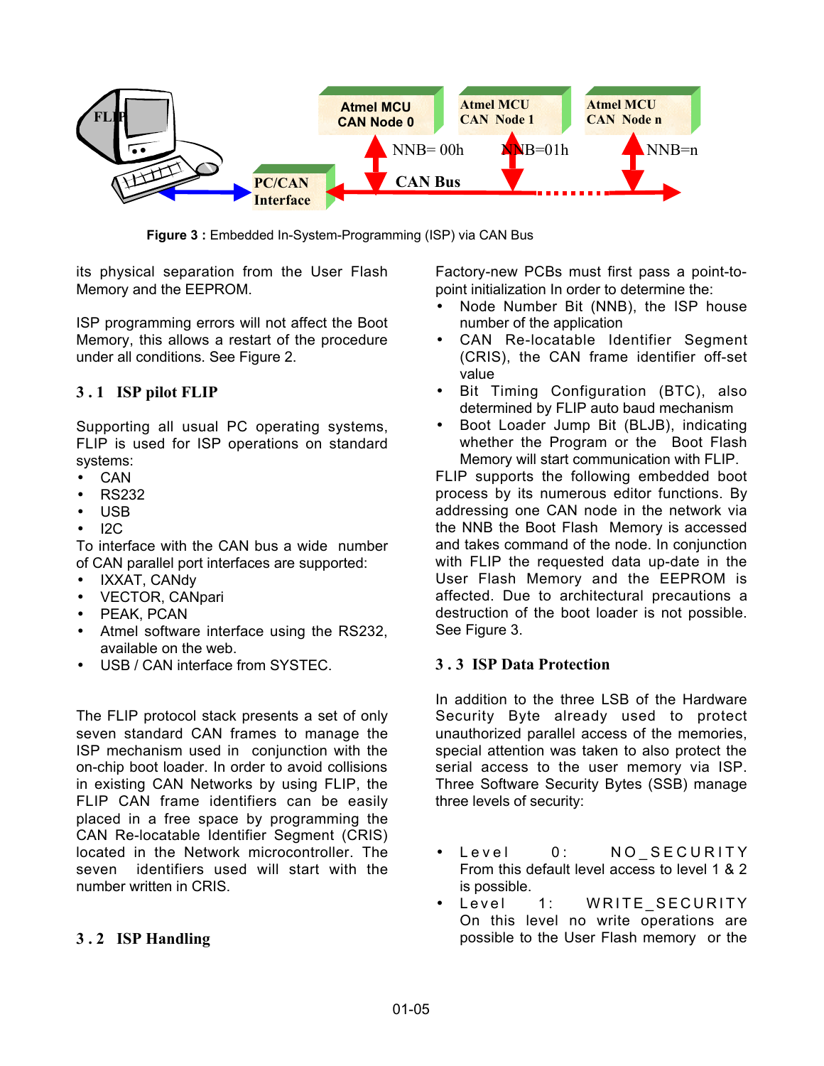**Figure 3 :** Embedded In-System-Programming (ISP) via CAN Bus

its physical separation from the User Flash Memory and the EEPROM.

ISP programming errors will not affect the Boot Memory, this allows a restart of the procedure under all conditions. See Figure 2.

## 3.1 ISP pilot FLIP

Supporting all usual PC operating systems, FLIP is used for ISP operations on standard systems:

- CAN
- RS232
- USB
- I2C

To interface with the CAN bus a wide number of CAN parallel port interfaces are supported:

- IXXAT, CANdy
- VECTOR, CANpari
- PEAK, PCAN
- Atmel software interface using the RS232, available on the web.
- USB / CAN interface from SYSTEC.

The FLIP protocol stack presents a set of only seven standard CAN frames to manage the ISP mechanism used in conjunction with the on-chip boot loader. In order to avoid collisions in existing CAN Networks by using FLIP, the FLIP CAN frame identifiers can be easily placed in a free space by programming the CAN Re-locatable Identifier Segment (CRIS) located in the Network microcontroller. The seven identifiers used will start with the number written in CRIS.

## 3.2 ISP Handling

Factory-new PCBs must first pass a point-to-point initialization In order to determine the:

- Node Number Bit (NNB), the ISP house number of the application
- CAN Re-locatable Identifier Segment (CRIS), the CAN frame identifier off-set value
- Bit Timing Configuration (BTC), also determined by FLIP auto baud mechanism
- Boot Loader Jump Bit (BLJB), indicating whether the Program or the Boot Flash Memory will start communication with FLIP.

FLIP supports the following embedded boot process by its numerous editor functions. By addressing one CAN node in the network via the NNB the Boot Flash Memory is accessed and takes command of the node. In conjunction with FLIP the requested data up-date in the User Flash Memory and the EEPROM is affected. Due to architectural precautions a destruction of the boot loader is not possible. See Figure 3.

## 3.3 ISP Data Protection

In addition to the three LSB of the Hardware Security Byte already used to protect unauthorized parallel access of the memories, special attention was taken to also protect the serial access to the user memory via ISP. Three Software Security Bytes (SSB) manage three levels of security:

- Level 0: NO_SECURITY
  From this default level access to level 1 & 2 is possible.
- Level 1: WRITE_SECURITY
  On this level no write operations are possible to the User Flash memory or the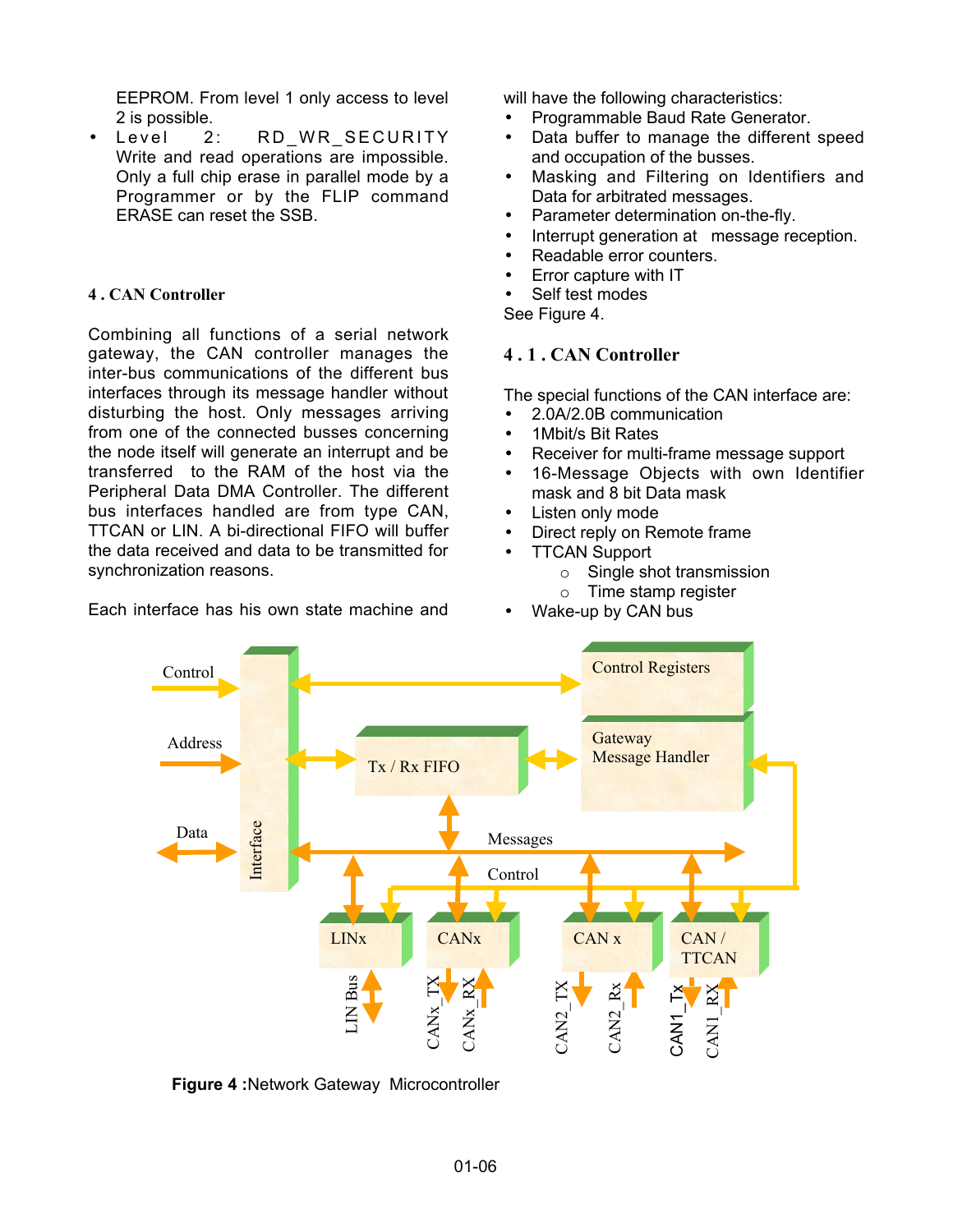EEPROM. From level 1 only access to level 2 is possible.

- Level 2: RD_WR_SECURITY Write and read operations are impossible. Only a full chip erase in parallel mode by a Programmer or by the FLIP command ERASE can reset the SSB.

## 4 . CAN Controller

Combining all functions of a serial network gateway, the CAN controller manages the inter-bus communications of the different bus interfaces through its message handler without disturbing the host. Only messages arriving from one of the connected busses concerning the node itself will generate an interrupt and be transferred to the RAM of the host via the Peripheral Data DMA Controller. The different bus interfaces handled are from type CAN, TTCAN or LIN. A bi-directional FIFO will buffer the data received and data to be transmitted for synchronization reasons.

Each interface has his own state machine and will have the following characteristics:

- Programmable Baud Rate Generator.
- Data buffer to manage the different speed and occupation of the busses.
- Masking and Filtering on Identifiers and Data for arbitrated messages.
- Parameter determination on-the-fly.
- Interrupt generation at message reception.
- Readable error counters.
- Error capture with IT
- Self test modes

See Figure 4.

### 4 . 1 . CAN Controller

The special functions of the CAN interface are:

- 2.0A/2.0B communication
- 1Mbit/s Bit Rates
- Receiver for multi-frame message support
- 16-Message Objects with own Identifier mask and 8 bit Data mask
- Listen only mode
- Direct reply on Remote frame
- TTCAN Support
  - Single shot transmission
  - Time stamp register
- Wake-up by CAN bus

**Figure 4 :**Network Gateway Microcontroller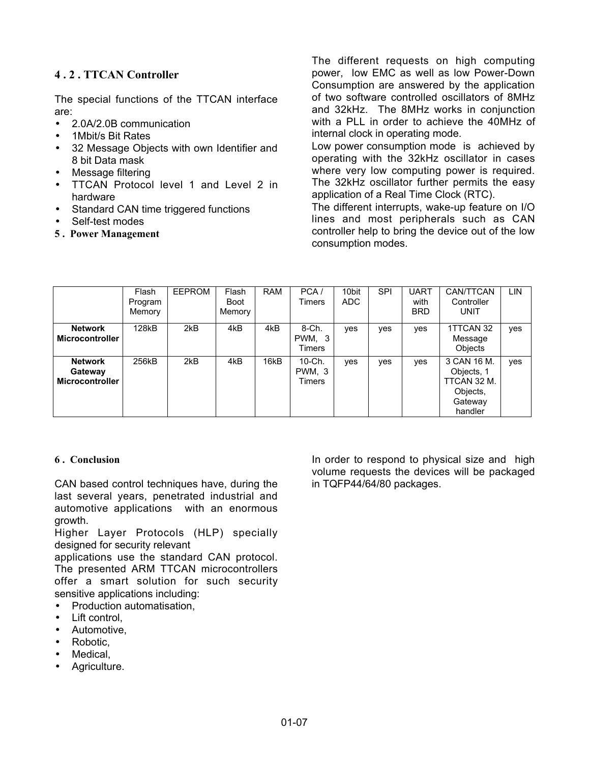### 4 . 2 . TTCAN Controller

The special functions of the TTCAN interface are:

- 2.0A/2.0B communication
- 1Mbit/s Bit Rates
- 32 Message Objects with own Identifier and 8 bit Data mask
- Message filtering
- TTCAN Protocol level 1 and Level 2 in hardware
- Standard CAN time triggered functions
- Self-test modes

## 5 . Power Management

The different requests on high computing power, low EMC as well as low Power-Down Consumption are answered by the application of two software controlled oscillators of 8MHz and 32kHz. The 8MHz works in conjunction with a PLL in order to achieve the 40MHz of internal clock in operating mode.

Low power consumption mode is achieved by operating with the 32kHz oscillator in cases where very low computing power is required. The 32kHz oscillator further permits the easy application of a Real Time Clock (RTC).

The different interrupts, wake-up feature on I/O lines and most peripherals such as CAN controller help to bring the device out of the low consumption modes.

| | Flash Program Memory | EEPROM | Flash Boot Memory | RAM | PCA / Timers | 10bit ADC | SPI | UART with BRD | CAN/TTCAN Controller UNIT | LIN |
|---|---|---|---|---|---|---|---|---|---|---|
| **Network Microcontroller** | 128kB | 2kB | 4kB | 4kB | 8-Ch. PWM, 3 Timers | yes | yes | yes | 1TTCAN 32 Message Objects | yes |
| **Network Gateway Microcontroller** | 256kB | 2kB | 4kB | 16kB | 10-Ch. PWM, 3 Timers | yes | yes | yes | 3 CAN 16 M. Objects, 1 TTCAN 32 M. Objects, Gateway handler | yes |

## 6 . Conclusion

CAN based control techniques have, during the last several years, penetrated industrial and automotive applications with an enormous growth.

Higher Layer Protocols (HLP) specially designed for security relevant applications use the standard CAN protocol. The presented ARM TTCAN microcontrollers offer a smart solution for such security sensitive applications including:

- Production automatisation,
- Lift control,
- Automotive,
- Robotic,
- Medical,
- Agriculture.

In order to respond to physical size and high volume requests the devices will be packaged in TQFP44/64/80 packages.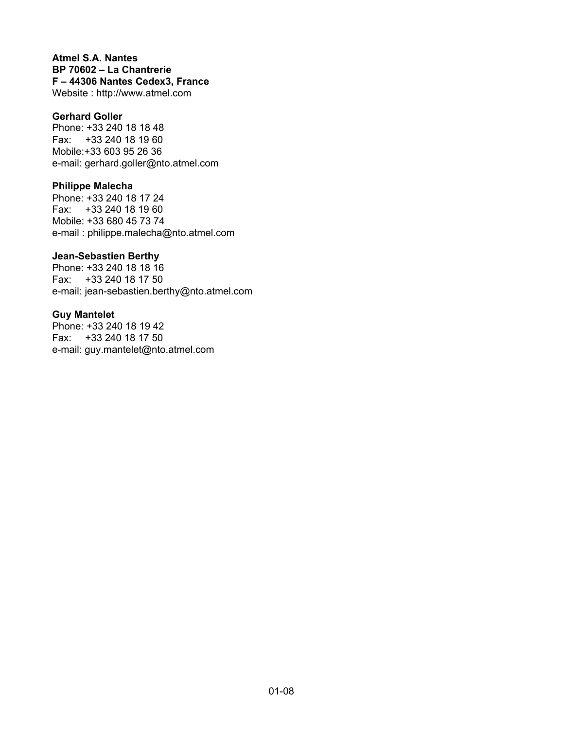**Atmel S.A. Nantes**
**BP 70602 – La Chantrerie**
**F – 44306 Nantes Cedex3, France**
Website : http://www.atmel.com

**Gerhard Goller**
Phone: +33 240 18 18 48
Fax: +33 240 18 19 60
Mobile:+33 603 95 26 36
e-mail: gerhard.goller@nto.atmel.com

**Philippe Malecha**
Phone: +33 240 18 17 24
Fax: +33 240 18 19 60
Mobile: +33 680 45 73 74
e-mail : philippe.malecha@nto.atmel.com

**Jean-Sebastien Berthy**
Phone: +33 240 18 18 16
Fax: +33 240 18 17 50
e-mail: jean-sebastien.berthy@nto.atmel.com

**Guy Mantelet**
Phone: +33 240 18 19 42
Fax: +33 240 18 17 50
e-mail: guy.mantelet@nto.atmel.com

01-08